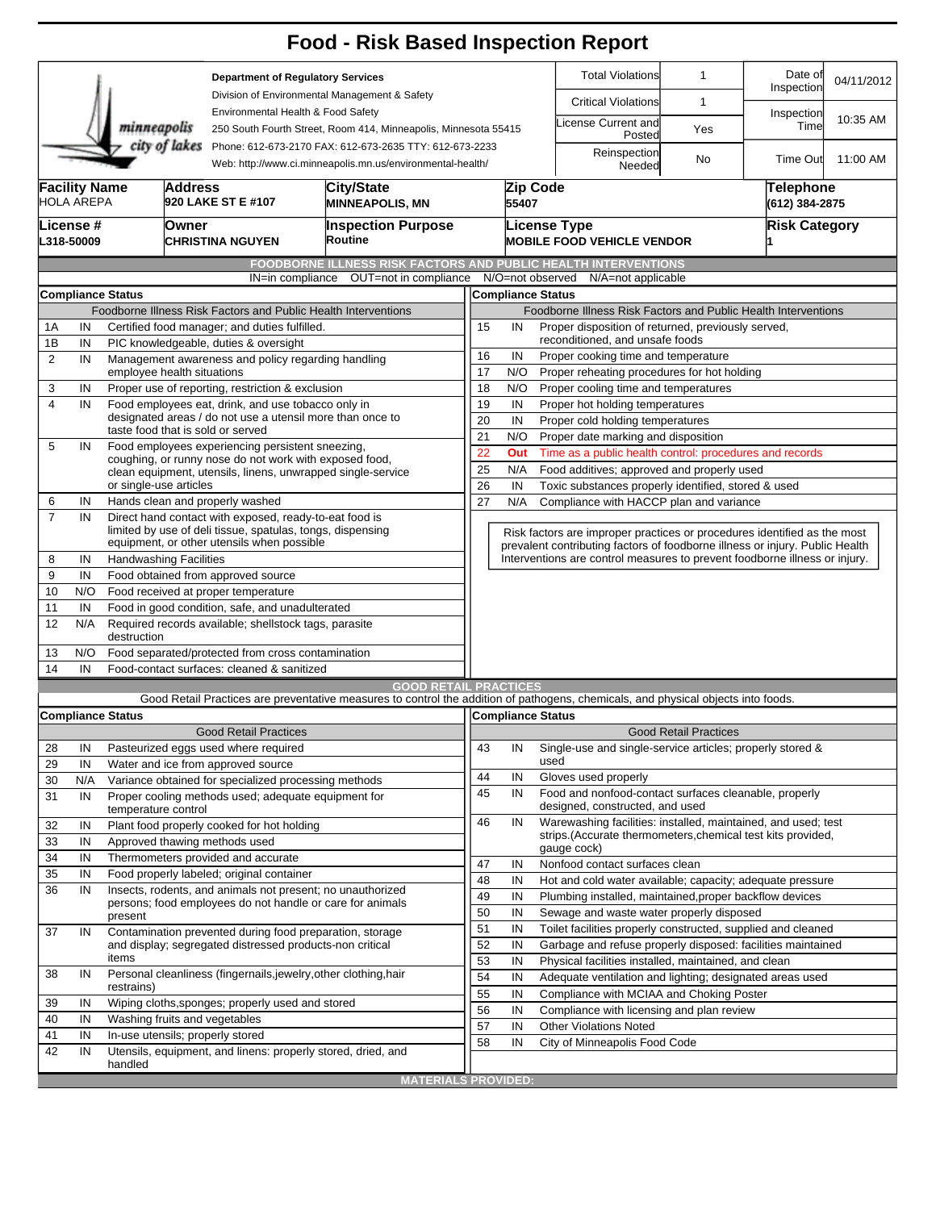# Food - Risk Based Inspection Report

**Department of Regulatory Services**
Division of Environmental Management & Safety
Environmental Health & Food Safety
250 South Fourth Street, Room 414, Minneapolis, Minnesota 55415
Phone: 612-673-2170 FAX: 612-673-2635 TTY: 612-673-2233
Web: http://www.ci.minneapolis.mn.us/environmental-health/

minneapolis city of lakes

| | | | |
|---|---|---|---|
| Total Violations | 1 | Date of Inspection | 04/11/2012 |
| Critical Violations | 1 | Inspection Time | 10:35 AM |
| License Current and Posted | Yes | | |
| Reinspection Needed | No | Time Out | 11:00 AM |

| Facility Name | Address | City/State | Zip Code | Telephone |
|---|---|---|---|---|
| HOLA AREPA | 920 LAKE ST E #107 | MINNEAPOLIS, MN | 55407 | (612) 384-2875 |

| License # | Owner | Inspection Purpose | License Type | Risk Category |
|---|---|---|---|---|
| L318-50009 | CHRISTINA NGUYEN | Routine | MOBILE FOOD VEHICLE VENDOR | 1 |

## FOODBORNE ILLNESS RISK FACTORS AND PUBLIC HEALTH INTERVENTIONS

IN=in compliance OUT=not in compliance N/O=not observed N/A=not applicable

| # | Compliance Status | Foodborne Illness Risk Factors and Public Health Interventions |
|---|---|---|
| 1A | IN | Certified food manager; and duties fulfilled. |
| 1B | IN | PIC knowledgeable, duties & oversight |
| 2 | IN | Management awareness and policy regarding handling employee health situations |
| 3 | IN | Proper use of reporting, restriction & exclusion |
| 4 | IN | Food employees eat, drink, and use tobacco only in designated areas / do not use a utensil more than once to taste food that is sold or served |
| 5 | IN | Food employees experiencing persistent sneezing, coughing, or runny nose do not work with exposed food, clean equipment, utensils, linens, unwrapped single-service or single-use articles |
| 6 | IN | Hands clean and properly washed |
| 7 | IN | Direct hand contact with exposed, ready-to-eat food is limited by use of deli tissue, spatulas, tongs, dispensing equipment, or other utensils when possible |
| 8 | IN | Handwashing Facilities |
| 9 | IN | Food obtained from approved source |
| 10 | N/O | Food received at proper temperature |
| 11 | IN | Food in good condition, safe, and unadulterated |
| 12 | N/A | Required records available; shellstock tags, parasite destruction |
| 13 | N/O | Food separated/protected from cross contamination |
| 14 | IN | Food-contact surfaces: cleaned & sanitized |
| 15 | IN | Proper disposition of returned, previously served, reconditioned, and unsafe foods |
| 16 | IN | Proper cooking time and temperature |
| 17 | N/O | Proper reheating procedures for hot holding |
| 18 | N/O | Proper cooling time and temperatures |
| 19 | IN | Proper hot holding temperatures |
| 20 | IN | Proper cold holding temperatures |
| 21 | N/O | Proper date marking and disposition |
| 22 | Out | Time as a public health control: procedures and records |
| 25 | N/A | Food additives; approved and properly used |
| 26 | IN | Toxic substances properly identified, stored & used |
| 27 | N/A | Compliance with HACCP plan and variance |

Risk factors are improper practices or procedures identified as the most prevalent contributing factors of foodborne illness or injury. Public Health Interventions are control measures to prevent foodborne illness or injury.

## GOOD RETAIL PRACTICES

Good Retail Practices are preventative measures to control the addition of pathogens, chemicals, and physical objects into foods.

| # | Compliance Status | Good Retail Practices |
|---|---|---|
| 28 | IN | Pasteurized eggs used where required |
| 29 | IN | Water and ice from approved source |
| 30 | N/A | Variance obtained for specialized processing methods |
| 31 | IN | Proper cooling methods used; adequate equipment for temperature control |
| 32 | IN | Plant food properly cooked for hot holding |
| 33 | IN | Approved thawing methods used |
| 34 | IN | Thermometers provided and accurate |
| 35 | IN | Food properly labeled; original container |
| 36 | IN | Insects, rodents, and animals not present; no unauthorized persons; food employees do not handle or care for animals present |
| 37 | IN | Contamination prevented during food preparation, storage and display; segregated distressed products-non critical items |
| 38 | IN | Personal cleanliness (fingernails,jewelry,other clothing,hair restrains) |
| 39 | IN | Wiping cloths,sponges; properly used and stored |
| 40 | IN | Washing fruits and vegetables |
| 41 | IN | In-use utensils; properly stored |
| 42 | IN | Utensils, equipment, and linens: properly stored, dried, and handled |
| 43 | IN | Single-use and single-service articles; properly stored & used |
| 44 | IN | Gloves used properly |
| 45 | IN | Food and nonfood-contact surfaces cleanable, properly designed, constructed, and used |
| 46 | IN | Warewashing facilities: installed, maintained, and used; test strips.(Accurate thermometers,chemical test kits provided, gauge cock) |
| 47 | IN | Nonfood contact surfaces clean |
| 48 | IN | Hot and cold water available; capacity; adequate pressure |
| 49 | IN | Plumbing installed, maintained,proper backflow devices |
| 50 | IN | Sewage and waste water properly disposed |
| 51 | IN | Toilet facilities properly constructed, supplied and cleaned |
| 52 | IN | Garbage and refuse properly disposed: facilities maintained |
| 53 | IN | Physical facilities installed, maintained, and clean |
| 54 | IN | Adequate ventilation and lighting; designated areas used |
| 55 | IN | Compliance with MCIAA and Choking Poster |
| 56 | IN | Compliance with licensing and plan review |
| 57 | IN | Other Violations Noted |
| 58 | IN | City of Minneapolis Food Code |

## MATERIALS PROVIDED: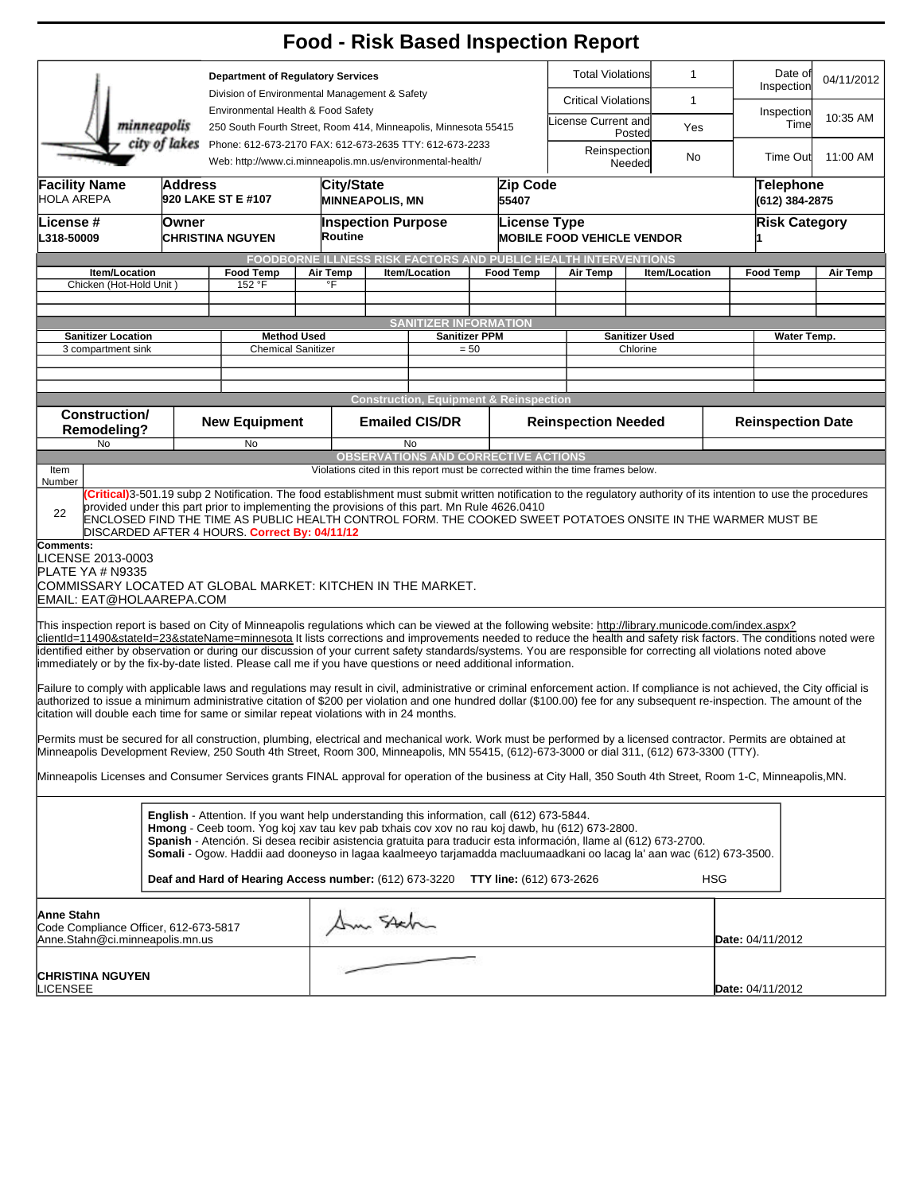# Food - Risk Based Inspection Report

| | |
|---|---|
| minneapolis city of lakes | **Department of Regulatory Services**<br>Division of Environmental Management & Safety<br>Environmental Health & Food Safety<br>250 South Fourth Street, Room 414, Minneapolis, Minnesota 55415<br>Phone: 612-673-2170 FAX: 612-673-2635 TTY: 612-673-2233<br>Web: http://www.ci.minneapolis.mn.us/environmental-health/ |

| | | | |
|---|---|---|---|
| Total Violations | 1 | Date of Inspection | 04/11/2012 |
| Critical Violations | 1 | Inspection Time | 10:35 AM |
| License Current and Posted | Yes | | |
| Reinspection Needed | No | Time Out | 11:00 AM |

| Facility Name | Address | City/State | Zip Code | Telephone |
|---|---|---|---|---|
| HOLA AREPA | 920 LAKE ST E #107 | MINNEAPOLIS, MN | 55407 | (612) 384-2875 |

| License # | Owner | Inspection Purpose | License Type | Risk Category |
|---|---|---|---|---|
| L318-50009 | CHRISTINA NGUYEN | Routine | MOBILE FOOD VEHICLE VENDOR | 1 |

## FOODBORNE ILLNESS RISK FACTORS AND PUBLIC HEALTH INTERVENTIONS

| Item/Location | Food Temp | Air Temp | Item/Location | Food Temp | Air Temp | Item/Location | Food Temp | Air Temp |
|---|---|---|---|---|---|---|---|---|
| Chicken (Hot-Hold Unit ) | 152 °F | °F | | | | | | |

## SANITIZER INFORMATION

| Sanitizer Location | Method Used | Sanitizer PPM | Sanitizer Used | Water Temp. |
|---|---|---|---|---|
| 3 compartment sink | Chemical Sanitizer | = 50 | Chlorine | |

## Construction, Equipment & Reinspection

| Construction/ Remodeling? | New Equipment | Emailed CIS/DR | Reinspection Needed | Reinspection Date |
|---|---|---|---|---|
| No | No | No | | |

## OBSERVATIONS AND CORRECTIVE ACTIONS

| Item Number | Violations cited in this report must be corrected within the time frames below. |
|---|---|
| 22 | **(Critical)**3-501.19 subp 2 Notification. The food establishment must submit written notification to the regulatory authority of its intention to use the procedures provided under this part prior to implementing the provisions of this part. Mn Rule 4626.0410<br>ENCLOSED FIND THE TIME AS PUBLIC HEALTH CONTROL FORM. THE COOKED SWEET POTATOES ONSITE IN THE WARMER MUST BE DISCARDED AFTER 4 HOURS. **Correct By: 04/11/12** |

**Comments:**
LICENSE 2013-0003
PLATE YA # N9335
COMMISSARY LOCATED AT GLOBAL MARKET: KITCHEN IN THE MARKET.
EMAIL: EAT@HOLAAREPA.COM

This inspection report is based on City of Minneapolis regulations which can be viewed at the following website: http://library.municode.com/index.aspx?clientId=11490&stateId=23&stateName=minnesota It lists corrections and improvements needed to reduce the health and safety risk factors. The conditions noted were identified either by observation or during our discussion of your current safety standards/systems. You are responsible for correcting all violations noted above immediately or by the fix-by-date listed. Please call me if you have questions or need additional information.

Failure to comply with applicable laws and regulations may result in civil, administrative or criminal enforcement action. If compliance is not achieved, the City official is authorized to issue a minimum administrative citation of $200 per violation and one hundred dollar ($100.00) fee for any subsequent re-inspection. The amount of the citation will double each time for same or similar repeat violations with in 24 months.

Permits must be secured for all construction, plumbing, electrical and mechanical work. Work must be performed by a licensed contractor. Permits are obtained at Minneapolis Development Review, 250 South 4th Street, Room 300, Minneapolis, MN 55415, (612)-673-3000 or dial 311, (612) 673-3300 (TTY).

Minneapolis Licenses and Consumer Services grants FINAL approval for operation of the business at City Hall, 350 South 4th Street, Room 1-C, Minneapolis,MN.

**English** - Attention. If you want help understanding this information, call (612) 673-5844.
**Hmong** - Ceeb toom. Yog koj xav tau kev pab txhais cov xov no rau koj dawb, hu (612) 673-2800.
**Spanish** - Atención. Si desea recibir asistencia gratuita para traducir esta información, llame al (612) 673-2700.
**Somali** - Ogow. Haddii aad dooneyso in lagaa kaalmeeyo tarjamadda macluumaadkani oo lacag la' aan wac (612) 673-3500.

**Deaf and Hard of Hearing Access number:** (612) 673-3220 **TTY line:** (612) 673-2626 HSG

| | | |
|---|---|---|
| **Anne Stahn**<br>Code Compliance Officer, 612-673-5817<br>Anne.Stahn@ci.minneapolis.mn.us | Ann Stahn | **Date:** 04/11/2012 |
| **CHRISTINA NGUYEN**<br>LICENSEE | | **Date:** 04/11/2012 |